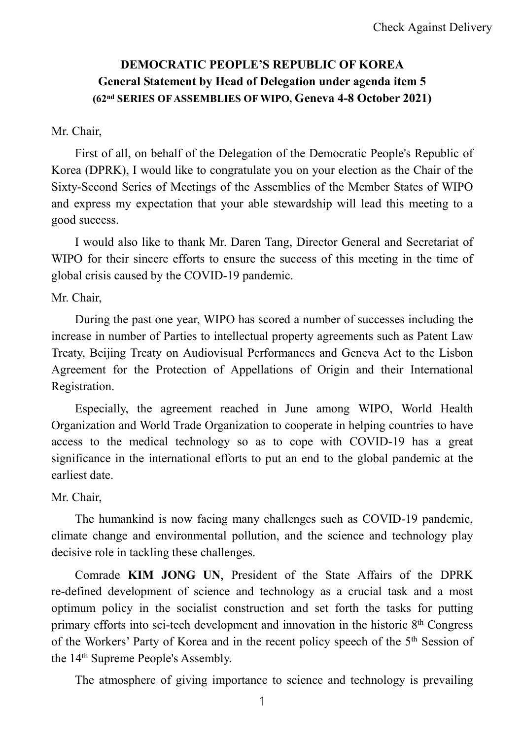Check Against Delivery

# DEMOCRATIC PEOPLE'S REPUBLIC OF KOREA
## General Statement by Head of Delegation under agenda item 5
### (62nd SERIES OF ASSEMBLIES OF WIPO, Geneva 4-8 October 2021)

Mr. Chair,

First of all, on behalf of the Delegation of the Democratic People's Republic of Korea (DPRK), I would like to congratulate you on your election as the Chair of the Sixty-Second Series of Meetings of the Assemblies of the Member States of WIPO and express my expectation that your able stewardship will lead this meeting to a good success.

I would also like to thank Mr. Daren Tang, Director General and Secretariat of WIPO for their sincere efforts to ensure the success of this meeting in the time of global crisis caused by the COVID-19 pandemic.

Mr. Chair,

During the past one year, WIPO has scored a number of successes including the increase in number of Parties to intellectual property agreements such as Patent Law Treaty, Beijing Treaty on Audiovisual Performances and Geneva Act to the Lisbon Agreement for the Protection of Appellations of Origin and their International Registration.

Especially, the agreement reached in June among WIPO, World Health Organization and World Trade Organization to cooperate in helping countries to have access to the medical technology so as to cope with COVID-19 has a great significance in the international efforts to put an end to the global pandemic at the earliest date.

Mr. Chair,

The humankind is now facing many challenges such as COVID-19 pandemic, climate change and environmental pollution, and the science and technology play decisive role in tackling these challenges.

Comrade **KIM JONG UN**, President of the State Affairs of the DPRK re-defined development of science and technology as a crucial task and a most optimum policy in the socialist construction and set forth the tasks for putting primary efforts into sci-tech development and innovation in the historic 8th Congress of the Workers' Party of Korea and in the recent policy speech of the 5th Session of the 14th Supreme People's Assembly.

The atmosphere of giving importance to science and technology is prevailing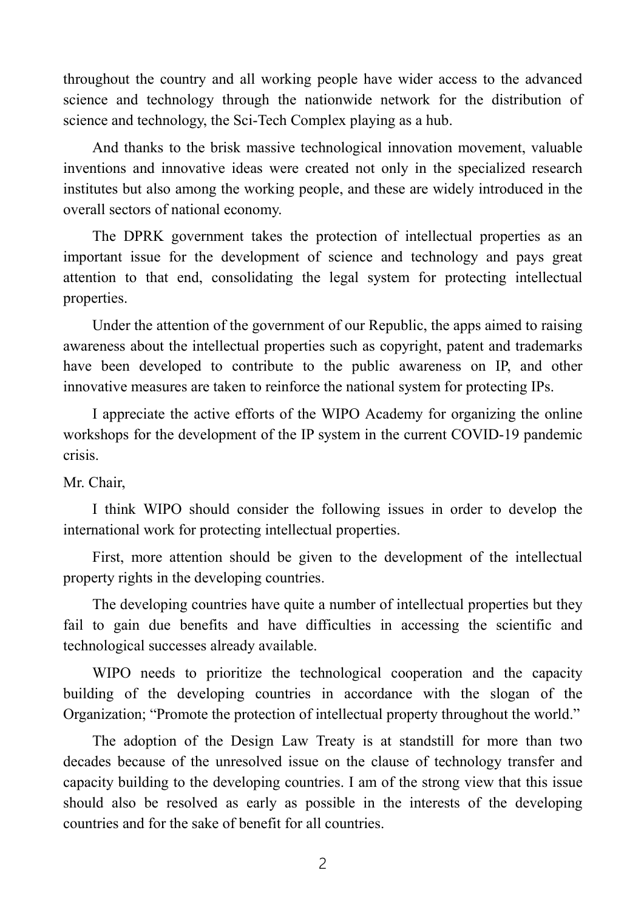throughout the country and all working people have wider access to the advanced science and technology through the nationwide network for the distribution of science and technology, the Sci-Tech Complex playing as a hub.

And thanks to the brisk massive technological innovation movement, valuable inventions and innovative ideas were created not only in the specialized research institutes but also among the working people, and these are widely introduced in the overall sectors of national economy.

The DPRK government takes the protection of intellectual properties as an important issue for the development of science and technology and pays great attention to that end, consolidating the legal system for protecting intellectual properties.

Under the attention of the government of our Republic, the apps aimed to raising awareness about the intellectual properties such as copyright, patent and trademarks have been developed to contribute to the public awareness on IP, and other innovative measures are taken to reinforce the national system for protecting IPs.

I appreciate the active efforts of the WIPO Academy for organizing the online workshops for the development of the IP system in the current COVID-19 pandemic crisis.

Mr. Chair,

I think WIPO should consider the following issues in order to develop the international work for protecting intellectual properties.

First, more attention should be given to the development of the intellectual property rights in the developing countries.

The developing countries have quite a number of intellectual properties but they fail to gain due benefits and have difficulties in accessing the scientific and technological successes already available.

WIPO needs to prioritize the technological cooperation and the capacity building of the developing countries in accordance with the slogan of the Organization; "Promote the protection of intellectual property throughout the world."

The adoption of the Design Law Treaty is at standstill for more than two decades because of the unresolved issue on the clause of technology transfer and capacity building to the developing countries. I am of the strong view that this issue should also be resolved as early as possible in the interests of the developing countries and for the sake of benefit for all countries.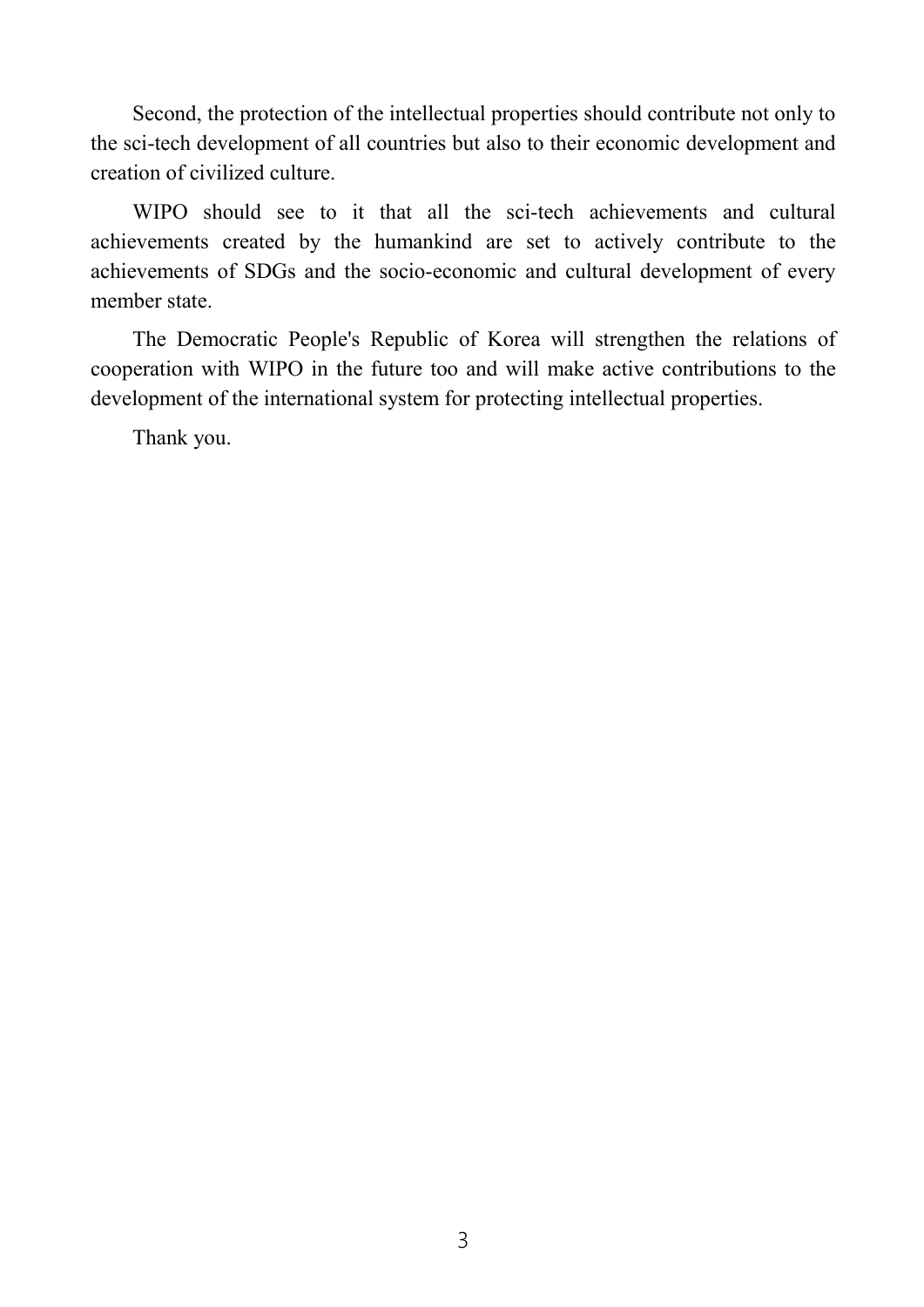Second, the protection of the intellectual properties should contribute not only to the sci-tech development of all countries but also to their economic development and creation of civilized culture.

WIPO should see to it that all the sci-tech achievements and cultural achievements created by the humankind are set to actively contribute to the achievements of SDGs and the socio-economic and cultural development of every member state.

The Democratic People's Republic of Korea will strengthen the relations of cooperation with WIPO in the future too and will make active contributions to the development of the international system for protecting intellectual properties.

Thank you.